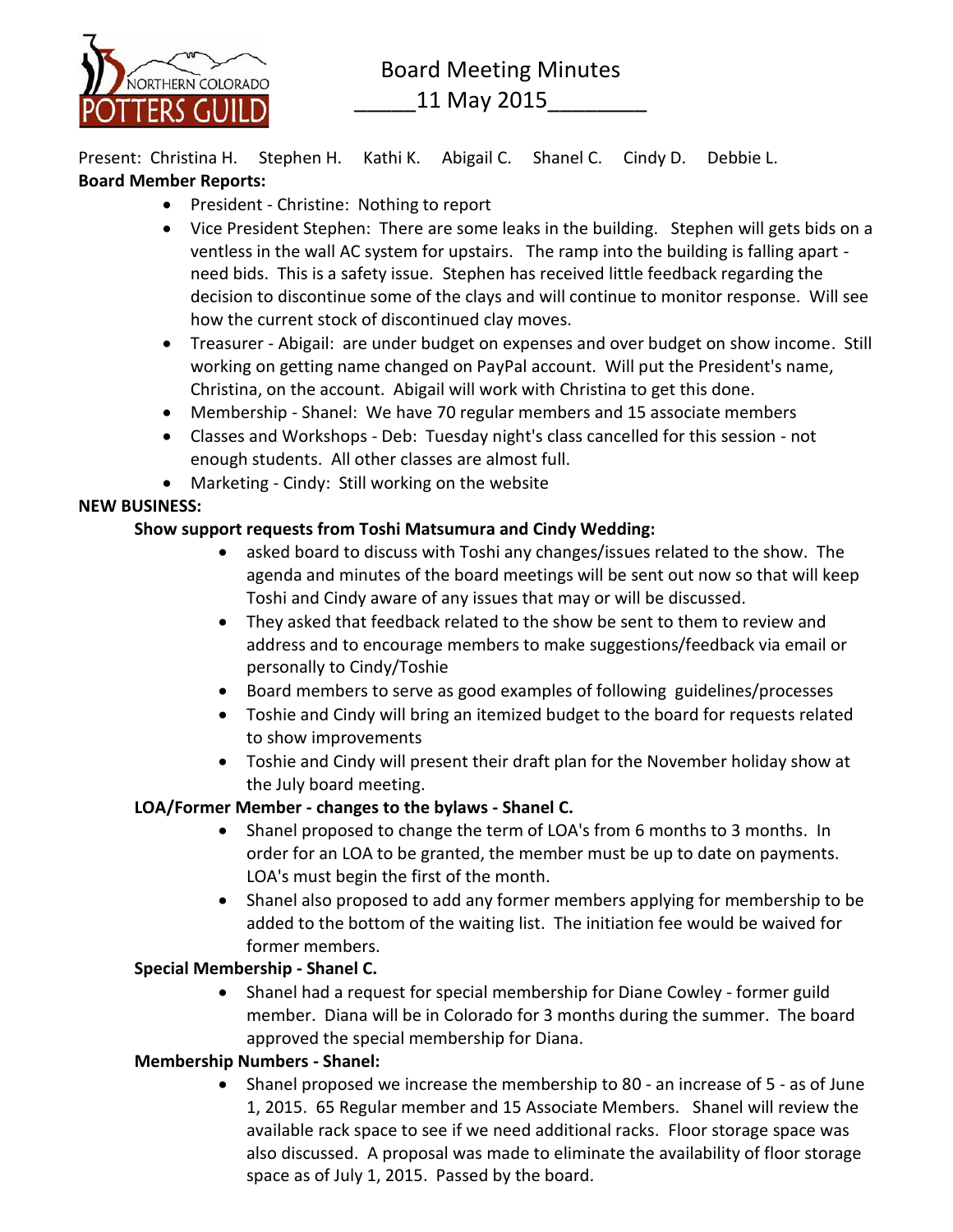# Board Meeting Minutes

## _____11 May 2015________

Present: Christina H. Stephen H. Kathi K. Abigail C. Shanel C. Cindy D. Debbie L.

**Board Member Reports:**

- President - Christine: Nothing to report
- Vice President Stephen: There are some leaks in the building. Stephen will gets bids on a ventless in the wall AC system for upstairs. The ramp into the building is falling apart - need bids. This is a safety issue. Stephen has received little feedback regarding the decision to discontinue some of the clays and will continue to monitor response. Will see how the current stock of discontinued clay moves.
- Treasurer - Abigail: are under budget on expenses and over budget on show income. Still working on getting name changed on PayPal account. Will put the President's name, Christina, on the account. Abigail will work with Christina to get this done.
- Membership - Shanel: We have 70 regular members and 15 associate members
- Classes and Workshops - Deb: Tuesday night's class cancelled for this session - not enough students. All other classes are almost full.
- Marketing - Cindy: Still working on the website

**NEW BUSINESS:**

**Show support requests from Toshi Matsumura and Cindy Wedding:**

- asked board to discuss with Toshi any changes/issues related to the show. The agenda and minutes of the board meetings will be sent out now so that will keep Toshi and Cindy aware of any issues that may or will be discussed.
- They asked that feedback related to the show be sent to them to review and address and to encourage members to make suggestions/feedback via email or personally to Cindy/Toshie
- Board members to serve as good examples of following guidelines/processes
- Toshie and Cindy will bring an itemized budget to the board for requests related to show improvements
- Toshie and Cindy will present their draft plan for the November holiday show at the July board meeting.

**LOA/Former Member - changes to the bylaws - Shanel C.**

- Shanel proposed to change the term of LOA's from 6 months to 3 months. In order for an LOA to be granted, the member must be up to date on payments. LOA's must begin the first of the month.
- Shanel also proposed to add any former members applying for membership to be added to the bottom of the waiting list. The initiation fee would be waived for former members.

**Special Membership - Shanel C.**

- Shanel had a request for special membership for Diane Cowley - former guild member. Diana will be in Colorado for 3 months during the summer. The board approved the special membership for Diana.

**Membership Numbers - Shanel:**

- Shanel proposed we increase the membership to 80 - an increase of 5 - as of June 1, 2015. 65 Regular member and 15 Associate Members. Shanel will review the available rack space to see if we need additional racks. Floor storage space was also discussed. A proposal was made to eliminate the availability of floor storage space as of July 1, 2015. Passed by the board.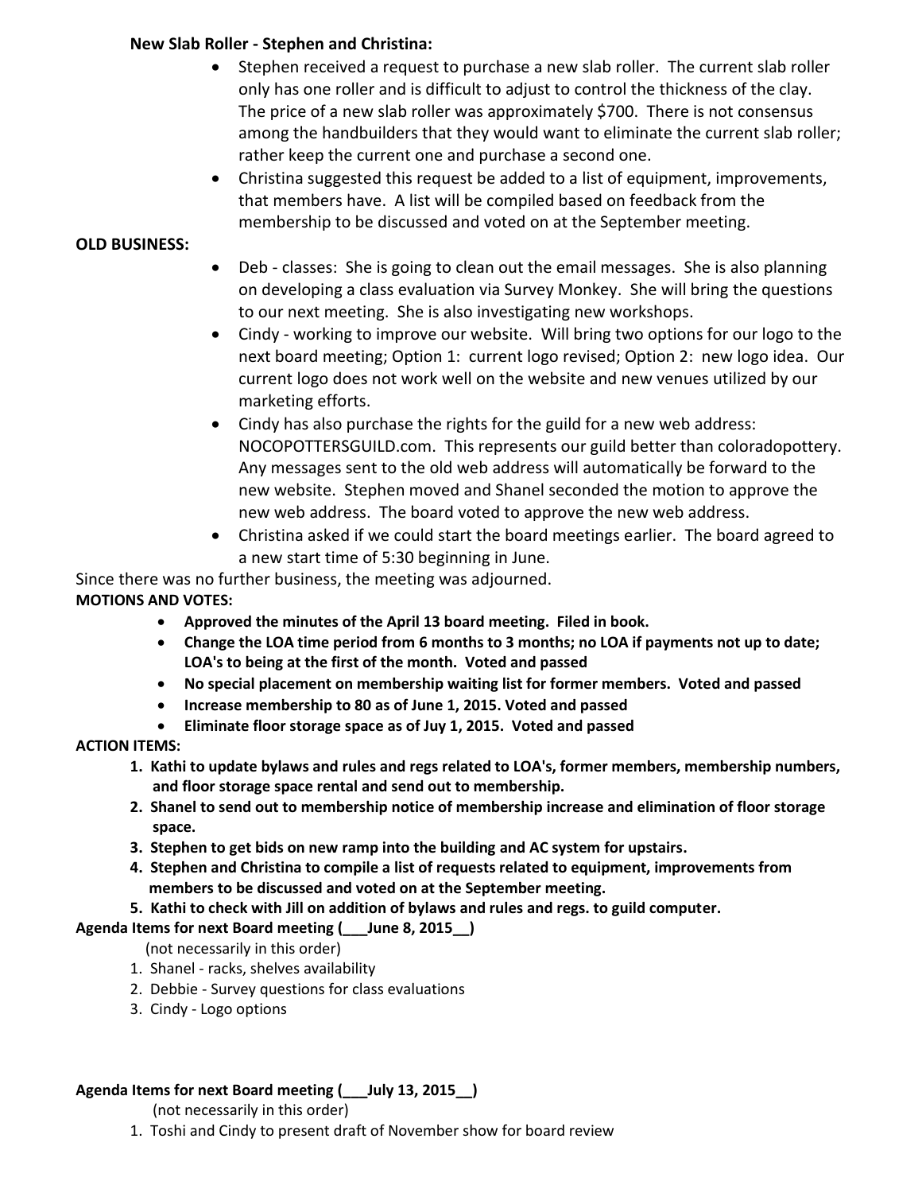**New Slab Roller - Stephen and Christina:**

- Stephen received a request to purchase a new slab roller. The current slab roller only has one roller and is difficult to adjust to control the thickness of the clay. The price of a new slab roller was approximately $700. There is not consensus among the handbuilders that they would want to eliminate the current slab roller; rather keep the current one and purchase a second one.
- Christina suggested this request be added to a list of equipment, improvements, that members have. A list will be compiled based on feedback from the membership to be discussed and voted on at the September meeting.

**OLD BUSINESS:**

- Deb - classes: She is going to clean out the email messages. She is also planning on developing a class evaluation via Survey Monkey. She will bring the questions to our next meeting. She is also investigating new workshops.
- Cindy - working to improve our website. Will bring two options for our logo to the next board meeting; Option 1: current logo revised; Option 2: new logo idea. Our current logo does not work well on the website and new venues utilized by our marketing efforts.
- Cindy has also purchase the rights for the guild for a new web address: NOCOPOTTERSGUILD.com. This represents our guild better than coloradopottery. Any messages sent to the old web address will automatically be forward to the new website. Stephen moved and Shanel seconded the motion to approve the new web address. The board voted to approve the new web address.
- Christina asked if we could start the board meetings earlier. The board agreed to a new start time of 5:30 beginning in June.

Since there was no further business, the meeting was adjourned.

**MOTIONS AND VOTES:**

- **Approved the minutes of the April 13 board meeting. Filed in book.**
- **Change the LOA time period from 6 months to 3 months; no LOA if payments not up to date; LOA's to being at the first of the month. Voted and passed**
- **No special placement on membership waiting list for former members. Voted and passed**
- **Increase membership to 80 as of June 1, 2015. Voted and passed**
- **Eliminate floor storage space as of Juy 1, 2015. Voted and passed**

**ACTION ITEMS:**

1. **Kathi to update bylaws and rules and regs related to LOA's, former members, membership numbers, and floor storage space rental and send out to membership.**
2. **Shanel to send out to membership notice of membership increase and elimination of floor storage space.**
3. **Stephen to get bids on new ramp into the building and AC system for upstairs.**
4. **Stephen and Christina to compile a list of requests related to equipment, improvements from members to be discussed and voted on at the September meeting.**
5. **Kathi to check with Jill on addition of bylaws and rules and regs. to guild computer.**

**Agenda Items for next Board meeting (\_\_\_June 8, 2015\_\_)**

(not necessarily in this order)

1. Shanel - racks, shelves availability
2. Debbie - Survey questions for class evaluations
3. Cindy - Logo options

**Agenda Items for next Board meeting (\_\_\_July 13, 2015\_\_)**

(not necessarily in this order)

1. Toshi and Cindy to present draft of November show for board review